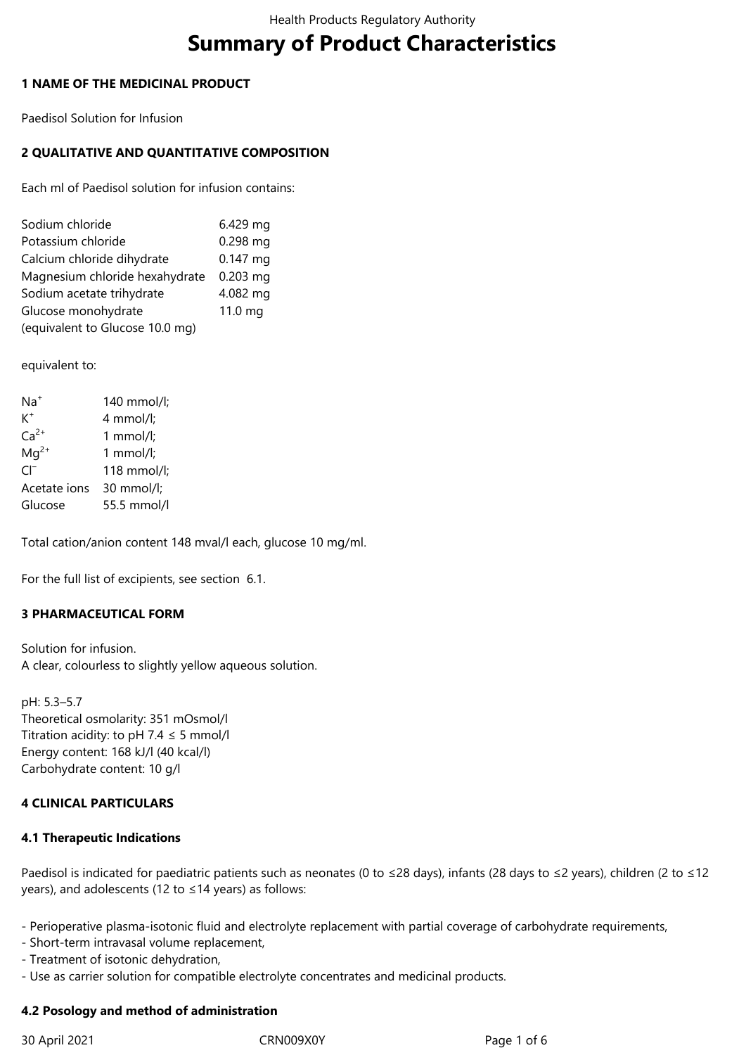# Summary of Product Characteristics

## 1 NAME OF THE MEDICINAL PRODUCT

Paedisol Solution for Infusion

## 2 QUALITATIVE AND QUANTITATIVE COMPOSITION

Each ml of Paedisol solution for infusion contains:

| | |
|---|---|
| Sodium chloride | 6.429 mg |
| Potassium chloride | 0.298 mg |
| Calcium chloride dihydrate | 0.147 mg |
| Magnesium chloride hexahydrate | 0.203 mg |
| Sodium acetate trihydrate | 4.082 mg |
| Glucose monohydrate (equivalent to Glucose 10.0 mg) | 11.0 mg |

equivalent to:

| | |
|---|---|
| $Na^+$ | 140 mmol/l; |
| $K^+$ | 4 mmol/l; |
| $Ca^{2+}$ | 1 mmol/l; |
| $Mg^{2+}$ | 1 mmol/l; |
| $Cl^-$ | 118 mmol/l; |
| Acetate ions | 30 mmol/l; |
| Glucose | 55.5 mmol/l |

Total cation/anion content 148 mval/l each, glucose 10 mg/ml.

For the full list of excipients, see section 6.1.

## 3 PHARMACEUTICAL FORM

Solution for infusion.
A clear, colourless to slightly yellow aqueous solution.

pH: 5.3–5.7
Theoretical osmolarity: 351 mOsmol/l
Titration acidity: to pH 7.4 ≤ 5 mmol/l
Energy content: 168 kJ/l (40 kcal/l)
Carbohydrate content: 10 g/l

## 4 CLINICAL PARTICULARS

### 4.1 Therapeutic Indications

Paedisol is indicated for paediatric patients such as neonates (0 to ≤28 days), infants (28 days to ≤2 years), children (2 to ≤12 years), and adolescents (12 to ≤14 years) as follows:

- Perioperative plasma-isotonic fluid and electrolyte replacement with partial coverage of carbohydrate requirements,
- Short-term intravasal volume replacement,
- Treatment of isotonic dehydration,
- Use as carrier solution for compatible electrolyte concentrates and medicinal products.

### 4.2 Posology and method of administration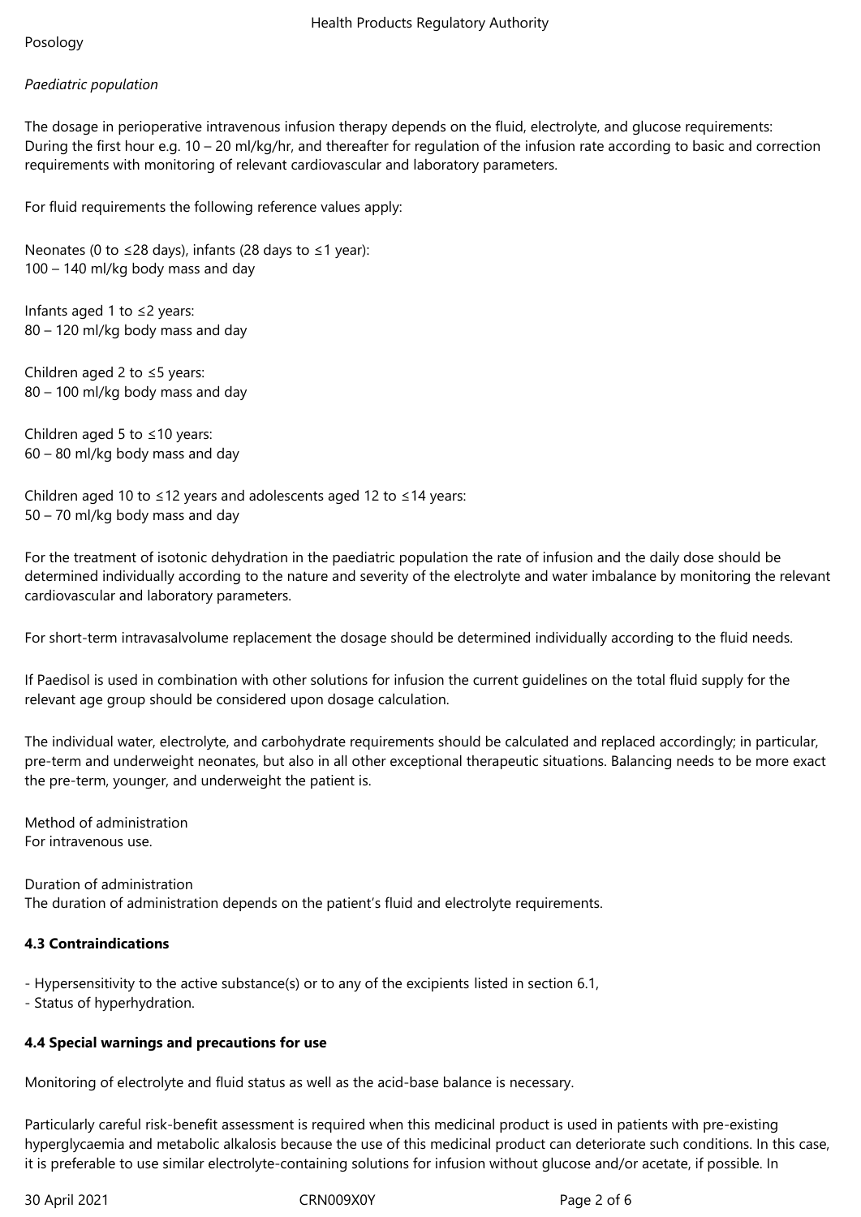Posology

*Paediatric population*

The dosage in perioperative intravenous infusion therapy depends on the fluid, electrolyte, and glucose requirements: During the first hour e.g. 10 – 20 ml/kg/hr, and thereafter for regulation of the infusion rate according to basic and correction requirements with monitoring of relevant cardiovascular and laboratory parameters.

For fluid requirements the following reference values apply:

Neonates (0 to ≤28 days), infants (28 days to ≤1 year):
100 – 140 ml/kg body mass and day

Infants aged 1 to ≤2 years:
80 – 120 ml/kg body mass and day

Children aged 2 to ≤5 years:
80 – 100 ml/kg body mass and day

Children aged 5 to ≤10 years:
60 – 80 ml/kg body mass and day

Children aged 10 to ≤12 years and adolescents aged 12 to ≤14 years:
50 – 70 ml/kg body mass and day

For the treatment of isotonic dehydration in the paediatric population the rate of infusion and the daily dose should be determined individually according to the nature and severity of the electrolyte and water imbalance by monitoring the relevant cardiovascular and laboratory parameters.

For short-term intravasalvolume replacement the dosage should be determined individually according to the fluid needs.

If Paedisol is used in combination with other solutions for infusion the current guidelines on the total fluid supply for the relevant age group should be considered upon dosage calculation.

The individual water, electrolyte, and carbohydrate requirements should be calculated and replaced accordingly; in particular, pre-term and underweight neonates, but also in all other exceptional therapeutic situations. Balancing needs to be more exact the pre-term, younger, and underweight the patient is.

Method of administration
For intravenous use.

Duration of administration
The duration of administration depends on the patient's fluid and electrolyte requirements.

**4.3 Contraindications**

- Hypersensitivity to the active substance(s) or to any of the excipients listed in section 6.1,
- Status of hyperhydration.

**4.4 Special warnings and precautions for use**

Monitoring of electrolyte and fluid status as well as the acid-base balance is necessary.

Particularly careful risk-benefit assessment is required when this medicinal product is used in patients with pre-existing hyperglycaemia and metabolic alkalosis because the use of this medicinal product can deteriorate such conditions. In this case, it is preferable to use similar electrolyte-containing solutions for infusion without glucose and/or acetate, if possible. In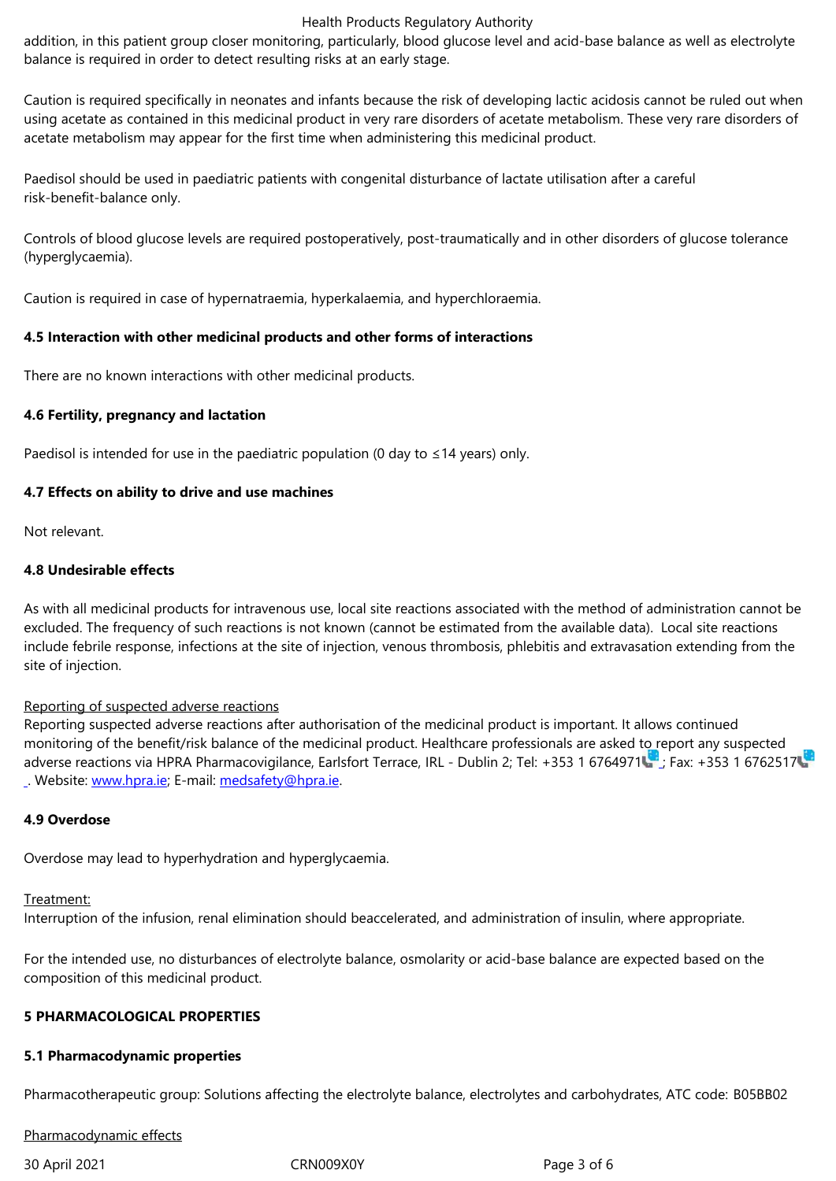addition, in this patient group closer monitoring, particularly, blood glucose level and acid-base balance as well as electrolyte balance is required in order to detect resulting risks at an early stage.

Caution is required specifically in neonates and infants because the risk of developing lactic acidosis cannot be ruled out when using acetate as contained in this medicinal product in very rare disorders of acetate metabolism. These very rare disorders of acetate metabolism may appear for the first time when administering this medicinal product.

Paedisol should be used in paediatric patients with congenital disturbance of lactate utilisation after a careful risk-benefit-balance only.

Controls of blood glucose levels are required postoperatively, post-traumatically and in other disorders of glucose tolerance (hyperglycaemia).

Caution is required in case of hypernatraemia, hyperkalaemia, and hyperchloraemia.

**4.5 Interaction with other medicinal products and other forms of interactions**

There are no known interactions with other medicinal products.

**4.6 Fertility, pregnancy and lactation**

Paedisol is intended for use in the paediatric population (0 day to ≤14 years) only.

**4.7 Effects on ability to drive and use machines**

Not relevant.

**4.8 Undesirable effects**

As with all medicinal products for intravenous use, local site reactions associated with the method of administration cannot be excluded. The frequency of such reactions is not known (cannot be estimated from the available data). Local site reactions include febrile response, infections at the site of injection, venous thrombosis, phlebitis and extravasation extending from the site of injection.

Reporting of suspected adverse reactions
Reporting suspected adverse reactions after authorisation of the medicinal product is important. It allows continued monitoring of the benefit/risk balance of the medicinal product. Healthcare professionals are asked to report any suspected adverse reactions via HPRA Pharmacovigilance, Earlsfort Terrace, IRL - Dublin 2; Tel: +353 1 6764971; Fax: +353 1 6762517. Website: www.hpra.ie; E-mail: medsafety@hpra.ie.

**4.9 Overdose**

Overdose may lead to hyperhydration and hyperglycaemia.

Treatment:
Interruption of the infusion, renal elimination should beaccelerated, and administration of insulin, where appropriate.

For the intended use, no disturbances of electrolyte balance, osmolarity or acid-base balance are expected based on the composition of this medicinal product.

**5 PHARMACOLOGICAL PROPERTIES**

**5.1 Pharmacodynamic properties**

Pharmacotherapeutic group: Solutions affecting the electrolyte balance, electrolytes and carbohydrates, ATC code: B05BB02

Pharmacodynamic effects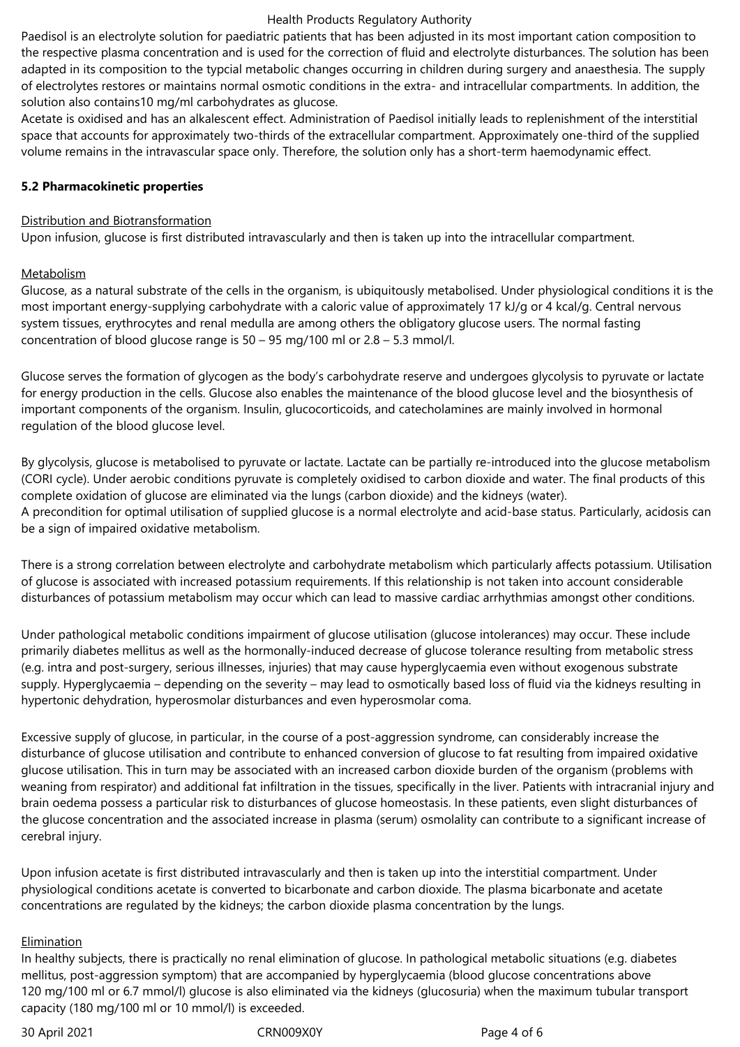Paedisol is an electrolyte solution for paediatric patients that has been adjusted in its most important cation composition to the respective plasma concentration and is used for the correction of fluid and electrolyte disturbances. The solution has been adapted in its composition to the typcial metabolic changes occurring in children during surgery and anaesthesia. The supply of electrolytes restores or maintains normal osmotic conditions in the extra- and intracellular compartments. In addition, the solution also contains10 mg/ml carbohydrates as glucose.

Acetate is oxidised and has an alkalescent effect. Administration of Paedisol initially leads to replenishment of the interstitial space that accounts for approximately two-thirds of the extracellular compartment. Approximately one-third of the supplied volume remains in the intravascular space only. Therefore, the solution only has a short-term haemodynamic effect.

**5.2 Pharmacokinetic properties**

Distribution and Biotransformation

Upon infusion, glucose is first distributed intravascularly and then is taken up into the intracellular compartment.

Metabolism

Glucose, as a natural substrate of the cells in the organism, is ubiquitously metabolised. Under physiological conditions it is the most important energy-supplying carbohydrate with a caloric value of approximately 17 kJ/g or 4 kcal/g. Central nervous system tissues, erythrocytes and renal medulla are among others the obligatory glucose users. The normal fasting concentration of blood glucose range is 50 – 95 mg/100 ml or 2.8 – 5.3 mmol/l.

Glucose serves the formation of glycogen as the body's carbohydrate reserve and undergoes glycolysis to pyruvate or lactate for energy production in the cells. Glucose also enables the maintenance of the blood glucose level and the biosynthesis of important components of the organism. Insulin, glucocorticoids, and catecholamines are mainly involved in hormonal regulation of the blood glucose level.

By glycolysis, glucose is metabolised to pyruvate or lactate. Lactate can be partially re-introduced into the glucose metabolism (CORI cycle). Under aerobic conditions pyruvate is completely oxidised to carbon dioxide and water. The final products of this complete oxidation of glucose are eliminated via the lungs (carbon dioxide) and the kidneys (water).
A precondition for optimal utilisation of supplied glucose is a normal electrolyte and acid-base status. Particularly, acidosis can be a sign of impaired oxidative metabolism.

There is a strong correlation between electrolyte and carbohydrate metabolism which particularly affects potassium. Utilisation of glucose is associated with increased potassium requirements. If this relationship is not taken into account considerable disturbances of potassium metabolism may occur which can lead to massive cardiac arrhythmias amongst other conditions.

Under pathological metabolic conditions impairment of glucose utilisation (glucose intolerances) may occur. These include primarily diabetes mellitus as well as the hormonally-induced decrease of glucose tolerance resulting from metabolic stress (e.g. intra and post-surgery, serious illnesses, injuries) that may cause hyperglycaemia even without exogenous substrate supply. Hyperglycaemia – depending on the severity – may lead to osmotically based loss of fluid via the kidneys resulting in hypertonic dehydration, hyperosmolar disturbances and even hyperosmolar coma.

Excessive supply of glucose, in particular, in the course of a post-aggression syndrome, can considerably increase the disturbance of glucose utilisation and contribute to enhanced conversion of glucose to fat resulting from impaired oxidative glucose utilisation. This in turn may be associated with an increased carbon dioxide burden of the organism (problems with weaning from respirator) and additional fat infiltration in the tissues, specifically in the liver. Patients with intracranial injury and brain oedema possess a particular risk to disturbances of glucose homeostasis. In these patients, even slight disturbances of the glucose concentration and the associated increase in plasma (serum) osmolality can contribute to a significant increase of cerebral injury.

Upon infusion acetate is first distributed intravascularly and then is taken up into the interstitial compartment. Under physiological conditions acetate is converted to bicarbonate and carbon dioxide. The plasma bicarbonate and acetate concentrations are regulated by the kidneys; the carbon dioxide plasma concentration by the lungs.

Elimination

In healthy subjects, there is practically no renal elimination of glucose. In pathological metabolic situations (e.g. diabetes mellitus, post-aggression symptom) that are accompanied by hyperglycaemia (blood glucose concentrations above 120 mg/100 ml or 6.7 mmol/l) glucose is also eliminated via the kidneys (glucosuria) when the maximum tubular transport capacity (180 mg/100 ml or 10 mmol/l) is exceeded.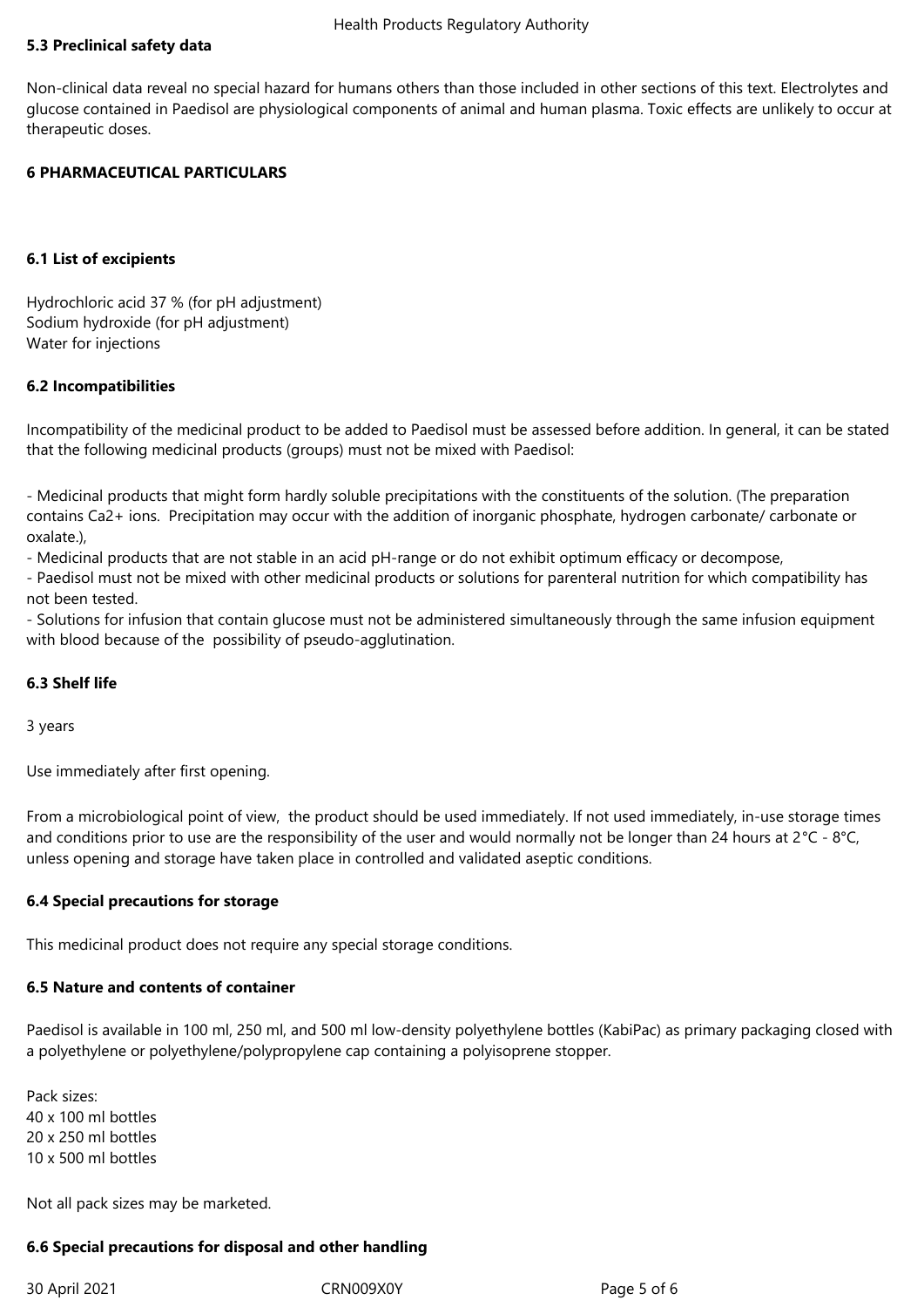## 5.3 Preclinical safety data

Non-clinical data reveal no special hazard for humans others than those included in other sections of this text. Electrolytes and glucose contained in Paedisol are physiological components of animal and human plasma. Toxic effects are unlikely to occur at therapeutic doses.

# 6 PHARMACEUTICAL PARTICULARS

## 6.1 List of excipients

Hydrochloric acid 37 % (for pH adjustment)
Sodium hydroxide (for pH adjustment)
Water for injections

## 6.2 Incompatibilities

Incompatibility of the medicinal product to be added to Paedisol must be assessed before addition. In general, it can be stated that the following medicinal products (groups) must not be mixed with Paedisol:

- Medicinal products that might form hardly soluble precipitations with the constituents of the solution. (The preparation contains $Ca^{2+}$ ions. Precipitation may occur with the addition of inorganic phosphate, hydrogen carbonate/ carbonate or oxalate.),
- Medicinal products that are not stable in an acid pH-range or do not exhibit optimum efficacy or decompose,
- Paedisol must not be mixed with other medicinal products or solutions for parenteral nutrition for which compatibility has not been tested.
- Solutions for infusion that contain glucose must not be administered simultaneously through the same infusion equipment with blood because of the possibility of pseudo-agglutination.

## 6.3 Shelf life

3 years

Use immediately after first opening.

From a microbiological point of view, the product should be used immediately. If not used immediately, in-use storage times and conditions prior to use are the responsibility of the user and would normally not be longer than 24 hours at 2°C - 8°C, unless opening and storage have taken place in controlled and validated aseptic conditions.

## 6.4 Special precautions for storage

This medicinal product does not require any special storage conditions.

## 6.5 Nature and contents of container

Paedisol is available in 100 ml, 250 ml, and 500 ml low-density polyethylene bottles (KabiPac) as primary packaging closed with a polyethylene or polyethylene/polypropylene cap containing a polyisoprene stopper.

Pack sizes:
40 x 100 ml bottles
20 x 250 ml bottles
10 x 500 ml bottles

Not all pack sizes may be marketed.

## 6.6 Special precautions for disposal and other handling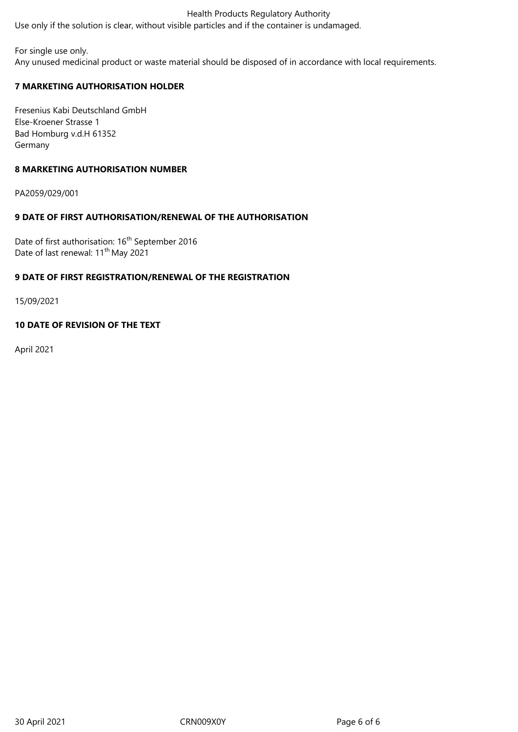Use only if the solution is clear, without visible particles and if the container is undamaged.

For single use only.
Any unused medicinal product or waste material should be disposed of in accordance with local requirements.

## 7 MARKETING AUTHORISATION HOLDER

Fresenius Kabi Deutschland GmbH
Else-Kroener Strasse 1
Bad Homburg v.d.H 61352
Germany

## 8 MARKETING AUTHORISATION NUMBER

PA2059/029/001

## 9 DATE OF FIRST AUTHORISATION/RENEWAL OF THE AUTHORISATION

Date of first authorisation: 16th September 2016
Date of last renewal: 11th May 2021

## 9 DATE OF FIRST REGISTRATION/RENEWAL OF THE REGISTRATION

15/09/2021

## 10 DATE OF REVISION OF THE TEXT

April 2021